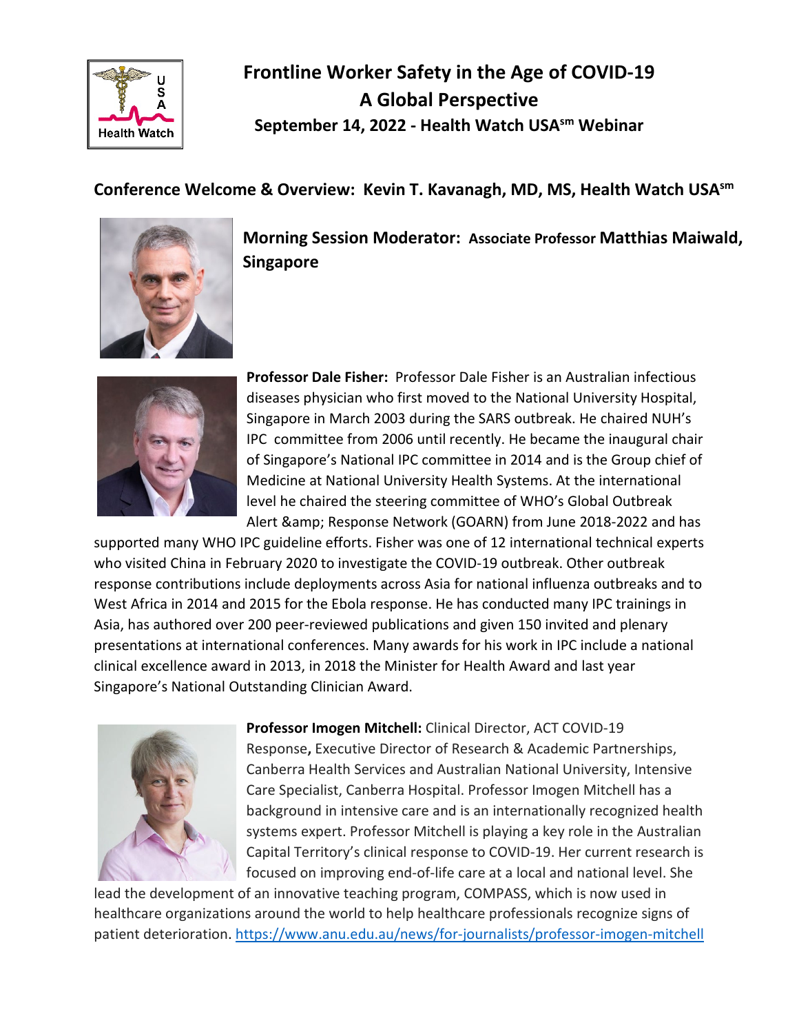# Frontline Worker Safety in the Age of COVID-19
# A Global Perspective
## September 14, 2022 - Health Watch USA^sm Webinar

### Conference Welcome & Overview: Kevin T. Kavanagh, MD, MS, Health Watch USA^sm

### Morning Session Moderator: Associate Professor Matthias Maiwald, Singapore

**Professor Dale Fisher:** Professor Dale Fisher is an Australian infectious diseases physician who first moved to the National University Hospital, Singapore in March 2003 during the SARS outbreak. He chaired NUH's IPC committee from 2006 until recently. He became the inaugural chair of Singapore's National IPC committee in 2014 and is the Group chief of Medicine at National University Health Systems. At the international level he chaired the steering committee of WHO's Global Outbreak Alert &amp; Response Network (GOARN) from June 2018-2022 and has supported many WHO IPC guideline efforts. Fisher was one of 12 international technical experts who visited China in February 2020 to investigate the COVID-19 outbreak. Other outbreak response contributions include deployments across Asia for national influenza outbreaks and to West Africa in 2014 and 2015 for the Ebola response. He has conducted many IPC trainings in Asia, has authored over 200 peer-reviewed publications and given 150 invited and plenary presentations at international conferences. Many awards for his work in IPC include a national clinical excellence award in 2013, in 2018 the Minister for Health Award and last year Singapore's National Outstanding Clinician Award.

**Professor Imogen Mitchell:** Clinical Director, ACT COVID-19 Response**,** Executive Director of Research & Academic Partnerships, Canberra Health Services and Australian National University, Intensive Care Specialist, Canberra Hospital. Professor Imogen Mitchell has a background in intensive care and is an internationally recognized health systems expert. Professor Mitchell is playing a key role in the Australian Capital Territory's clinical response to COVID-19. Her current research is focused on improving end-of-life care at a local and national level. She lead the development of an innovative teaching program, COMPASS, which is now used in healthcare organizations around the world to help healthcare professionals recognize signs of patient deterioration. https://www.anu.edu.au/news/for-journalists/professor-imogen-mitchell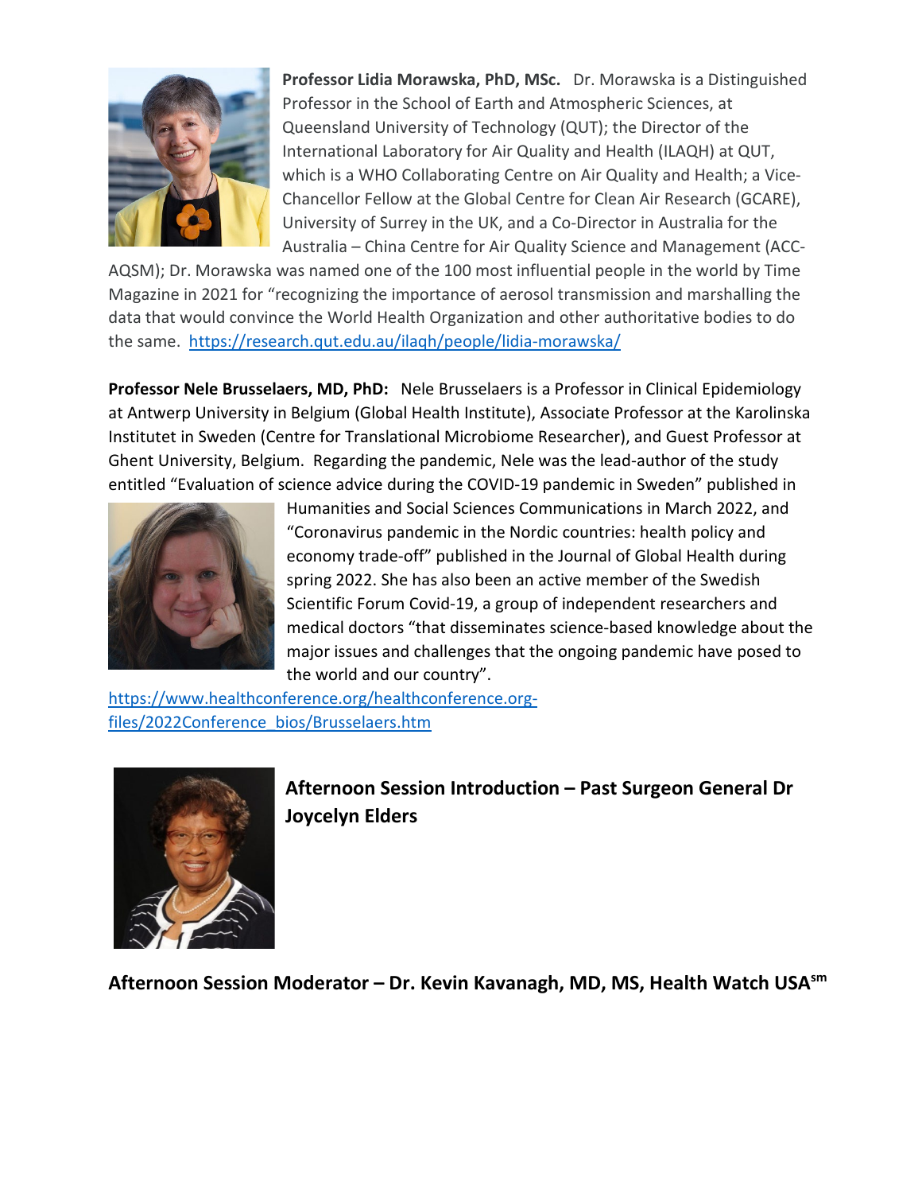**Professor Lidia Morawska, PhD, MSc.** Dr. Morawska is a Distinguished Professor in the School of Earth and Atmospheric Sciences, at Queensland University of Technology (QUT); the Director of the International Laboratory for Air Quality and Health (ILAQH) at QUT, which is a WHO Collaborating Centre on Air Quality and Health; a Vice-Chancellor Fellow at the Global Centre for Clean Air Research (GCARE), University of Surrey in the UK, and a Co-Director in Australia for the Australia – China Centre for Air Quality Science and Management (ACC-AQSM); Dr. Morawska was named one of the 100 most influential people in the world by Time Magazine in 2021 for "recognizing the importance of aerosol transmission and marshalling the data that would convince the World Health Organization and other authoritative bodies to do the same. https://research.qut.edu.au/ilaqh/people/lidia-morawska/

**Professor Nele Brusselaers, MD, PhD:** Nele Brusselaers is a Professor in Clinical Epidemiology at Antwerp University in Belgium (Global Health Institute), Associate Professor at the Karolinska Institutet in Sweden (Centre for Translational Microbiome Researcher), and Guest Professor at Ghent University, Belgium. Regarding the pandemic, Nele was the lead-author of the study entitled "Evaluation of science advice during the COVID-19 pandemic in Sweden" published in Humanities and Social Sciences Communications in March 2022, and "Coronavirus pandemic in the Nordic countries: health policy and economy trade-off" published in the Journal of Global Health during spring 2022. She has also been an active member of the Swedish Scientific Forum Covid-19, a group of independent researchers and medical doctors "that disseminates science-based knowledge about the major issues and challenges that the ongoing pandemic have posed to the world and our country".
https://www.healthconference.org/healthconference.org-files/2022Conference_bios/Brusselaers.htm

**Afternoon Session Introduction – Past Surgeon General Dr Joycelyn Elders**

**Afternoon Session Moderator – Dr. Kevin Kavanagh, MD, MS, Health Watch USA[sm]**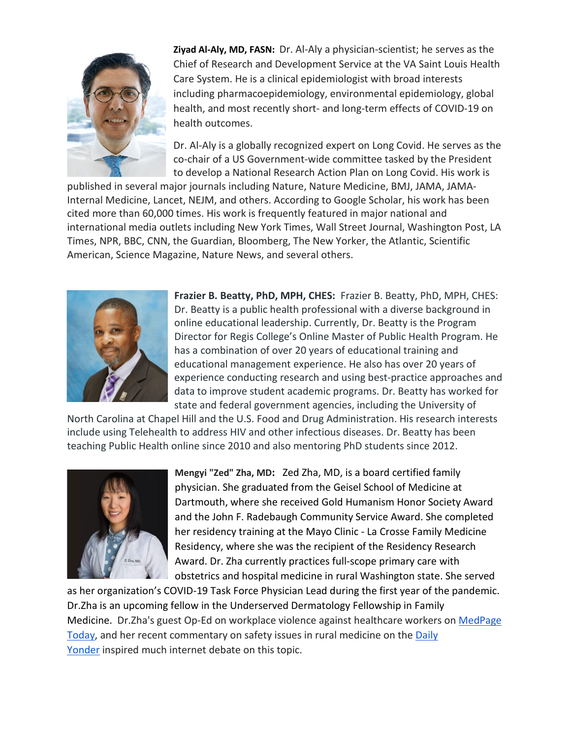**Ziyad Al-Aly, MD, FASN:** Dr. Al-Aly a physician-scientist; he serves as the Chief of Research and Development Service at the VA Saint Louis Health Care System. He is a clinical epidemiologist with broad interests including pharmacoepidemiology, environmental epidemiology, global health, and most recently short- and long-term effects of COVID-19 on health outcomes.

Dr. Al-Aly is a globally recognized expert on Long Covid. He serves as the co-chair of a US Government-wide committee tasked by the President to develop a National Research Action Plan on Long Covid. His work is published in several major journals including Nature, Nature Medicine, BMJ, JAMA, JAMA-Internal Medicine, Lancet, NEJM, and others. According to Google Scholar, his work has been cited more than 60,000 times. His work is frequently featured in major national and international media outlets including New York Times, Wall Street Journal, Washington Post, LA Times, NPR, BBC, CNN, the Guardian, Bloomberg, The New Yorker, the Atlantic, Scientific American, Science Magazine, Nature News, and several others.

**Frazier B. Beatty, PhD, MPH, CHES:** Frazier B. Beatty, PhD, MPH, CHES: Dr. Beatty is a public health professional with a diverse background in online educational leadership. Currently, Dr. Beatty is the Program Director for Regis College's Online Master of Public Health Program. He has a combination of over 20 years of educational training and educational management experience. He also has over 20 years of experience conducting research and using best-practice approaches and data to improve student academic programs. Dr. Beatty has worked for state and federal government agencies, including the University of North Carolina at Chapel Hill and the U.S. Food and Drug Administration. His research interests include using Telehealth to address HIV and other infectious diseases. Dr. Beatty has been teaching Public Health online since 2010 and also mentoring PhD students since 2012.

**Mengyi "Zed" Zha, MD:** Zed Zha, MD, is a board certified family physician. She graduated from the Geisel School of Medicine at Dartmouth, where she received Gold Humanism Honor Society Award and the John F. Radebaugh Community Service Award. She completed her residency training at the Mayo Clinic - La Crosse Family Medicine Residency, where she was the recipient of the Residency Research Award. Dr. Zha currently practices full-scope primary care with obstetrics and hospital medicine in rural Washington state. She served as her organization's COVID-19 Task Force Physician Lead during the first year of the pandemic. Dr.Zha is an upcoming fellow in the Underserved Dermatology Fellowship in Family Medicine. Dr.Zha's guest Op-Ed on workplace violence against healthcare workers on MedPage Today, and her recent commentary on safety issues in rural medicine on the Daily Yonder inspired much internet debate on this topic.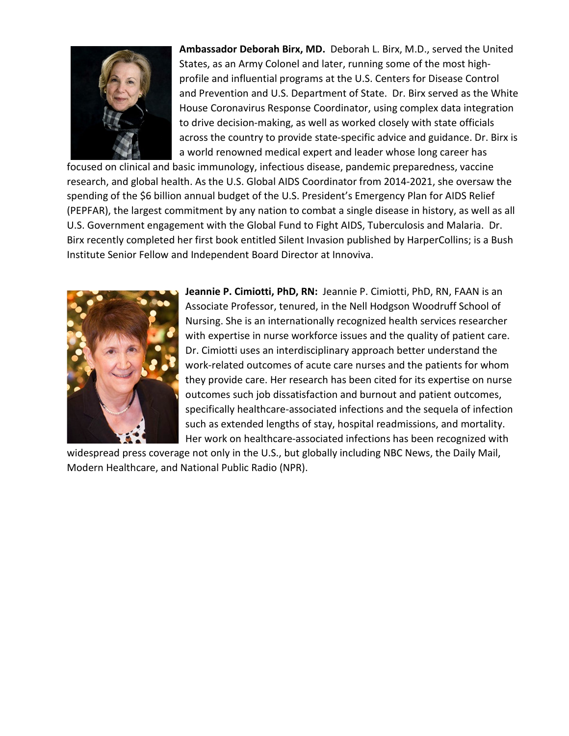**Ambassador Deborah Birx, MD.** Deborah L. Birx, M.D., served the United States, as an Army Colonel and later, running some of the most high-profile and influential programs at the U.S. Centers for Disease Control and Prevention and U.S. Department of State. Dr. Birx served as the White House Coronavirus Response Coordinator, using complex data integration to drive decision-making, as well as worked closely with state officials across the country to provide state-specific advice and guidance. Dr. Birx is a world renowned medical expert and leader whose long career has focused on clinical and basic immunology, infectious disease, pandemic preparedness, vaccine research, and global health. As the U.S. Global AIDS Coordinator from 2014-2021, she oversaw the spending of the $6 billion annual budget of the U.S. President's Emergency Plan for AIDS Relief (PEPFAR), the largest commitment by any nation to combat a single disease in history, as well as all U.S. Government engagement with the Global Fund to Fight AIDS, Tuberculosis and Malaria. Dr. Birx recently completed her first book entitled Silent Invasion published by HarperCollins; is a Bush Institute Senior Fellow and Independent Board Director at Innoviva.

**Jeannie P. Cimiotti, PhD, RN:** Jeannie P. Cimiotti, PhD, RN, FAAN is an Associate Professor, tenured, in the Nell Hodgson Woodruff School of Nursing. She is an internationally recognized health services researcher with expertise in nurse workforce issues and the quality of patient care. Dr. Cimiotti uses an interdisciplinary approach better understand the work-related outcomes of acute care nurses and the patients for whom they provide care. Her research has been cited for its expertise on nurse outcomes such job dissatisfaction and burnout and patient outcomes, specifically healthcare-associated infections and the sequela of infection such as extended lengths of stay, hospital readmissions, and mortality. Her work on healthcare-associated infections has been recognized with widespread press coverage not only in the U.S., but globally including NBC News, the Daily Mail, Modern Healthcare, and National Public Radio (NPR).